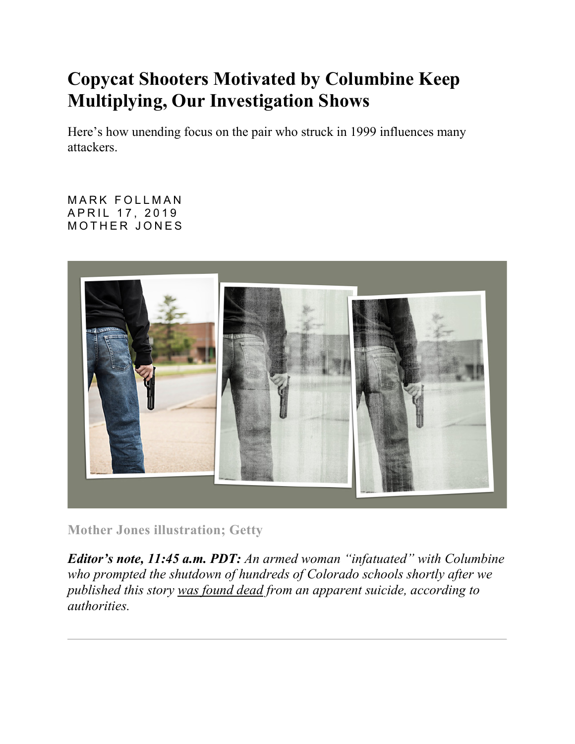# Copycat Shooters Motivated by Columbine Keep Multiplying, Our Investigation Shows

Here's how unending focus on the pair who struck in 1999 influences many attackers.

MARK FOLLMAN
APRIL 17, 2019
MOTHER JONES

Mother Jones illustration; Getty

***Editor's note, 11:45 a.m. PDT:*** *An armed woman "infatuated" with Columbine who prompted the shutdown of hundreds of Colorado schools shortly after we published this story was found dead from an apparent suicide, according to authorities.*

---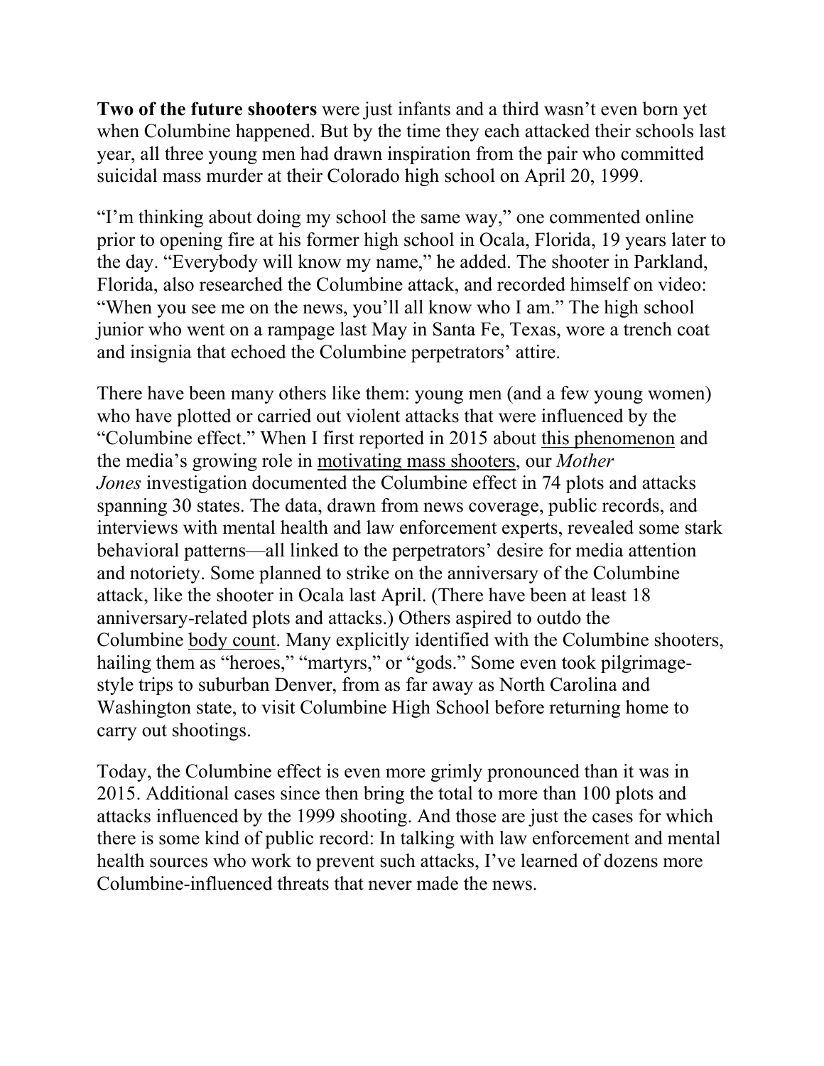**Two of the future shooters** were just infants and a third wasn't even born yet when Columbine happened. But by the time they each attacked their schools last year, all three young men had drawn inspiration from the pair who committed suicidal mass murder at their Colorado high school on April 20, 1999.

"I'm thinking about doing my school the same way," one commented online prior to opening fire at his former high school in Ocala, Florida, 19 years later to the day. "Everybody will know my name," he added. The shooter in Parkland, Florida, also researched the Columbine attack, and recorded himself on video: "When you see me on the news, you'll all know who I am." The high school junior who went on a rampage last May in Santa Fe, Texas, wore a trench coat and insignia that echoed the Columbine perpetrators' attire.

There have been many others like them: young men (and a few young women) who have plotted or carried out violent attacks that were influenced by the "Columbine effect." When I first reported in 2015 about this phenomenon and the media's growing role in motivating mass shooters, our *Mother Jones* investigation documented the Columbine effect in 74 plots and attacks spanning 30 states. The data, drawn from news coverage, public records, and interviews with mental health and law enforcement experts, revealed some stark behavioral patterns—all linked to the perpetrators' desire for media attention and notoriety. Some planned to strike on the anniversary of the Columbine attack, like the shooter in Ocala last April. (There have been at least 18 anniversary-related plots and attacks.) Others aspired to outdo the Columbine body count. Many explicitly identified with the Columbine shooters, hailing them as "heroes," "martyrs," or "gods." Some even took pilgrimage-style trips to suburban Denver, from as far away as North Carolina and Washington state, to visit Columbine High School before returning home to carry out shootings.

Today, the Columbine effect is even more grimly pronounced than it was in 2015. Additional cases since then bring the total to more than 100 plots and attacks influenced by the 1999 shooting. And those are just the cases for which there is some kind of public record: In talking with law enforcement and mental health sources who work to prevent such attacks, I've learned of dozens more Columbine-influenced threats that never made the news.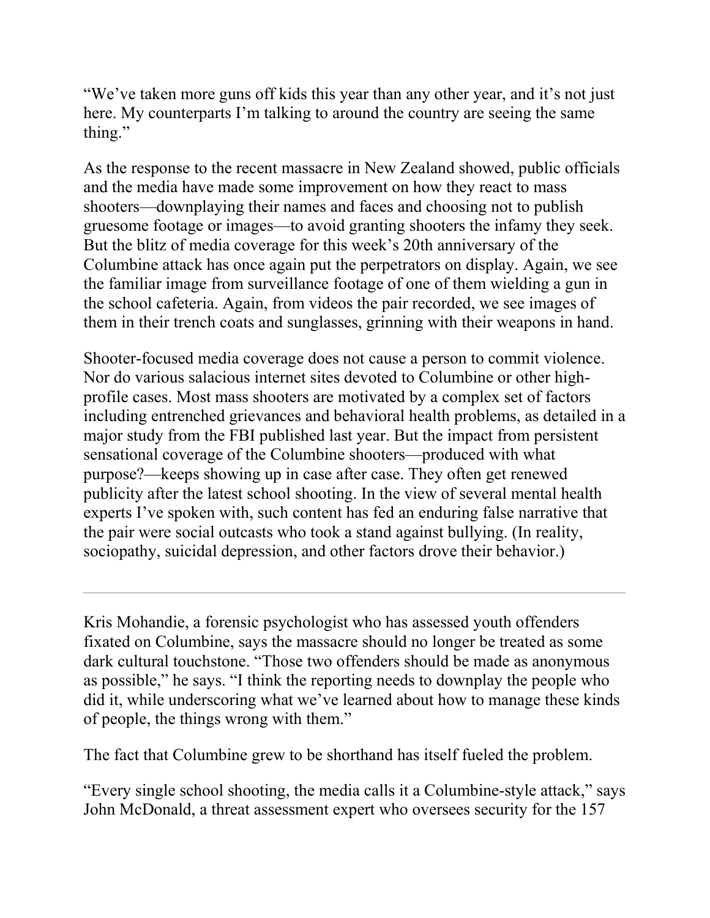"We've taken more guns off kids this year than any other year, and it's not just here. My counterparts I'm talking to around the country are seeing the same thing."

As the response to the recent massacre in New Zealand showed, public officials and the media have made some improvement on how they react to mass shooters—downplaying their names and faces and choosing not to publish gruesome footage or images—to avoid granting shooters the infamy they seek. But the blitz of media coverage for this week's 20th anniversary of the Columbine attack has once again put the perpetrators on display. Again, we see the familiar image from surveillance footage of one of them wielding a gun in the school cafeteria. Again, from videos the pair recorded, we see images of them in their trench coats and sunglasses, grinning with their weapons in hand.

Shooter-focused media coverage does not cause a person to commit violence. Nor do various salacious internet sites devoted to Columbine or other high-profile cases. Most mass shooters are motivated by a complex set of factors including entrenched grievances and behavioral health problems, as detailed in a major study from the FBI published last year. But the impact from persistent sensational coverage of the Columbine shooters—produced with what purpose?—keeps showing up in case after case. They often get renewed publicity after the latest school shooting. In the view of several mental health experts I've spoken with, such content has fed an enduring false narrative that the pair were social outcasts who took a stand against bullying. (In reality, sociopathy, suicidal depression, and other factors drove their behavior.)

---

Kris Mohandie, a forensic psychologist who has assessed youth offenders fixated on Columbine, says the massacre should no longer be treated as some dark cultural touchstone. "Those two offenders should be made as anonymous as possible," he says. "I think the reporting needs to downplay the people who did it, while underscoring what we've learned about how to manage these kinds of people, the things wrong with them."

The fact that Columbine grew to be shorthand has itself fueled the problem.

"Every single school shooting, the media calls it a Columbine-style attack," says John McDonald, a threat assessment expert who oversees security for the 157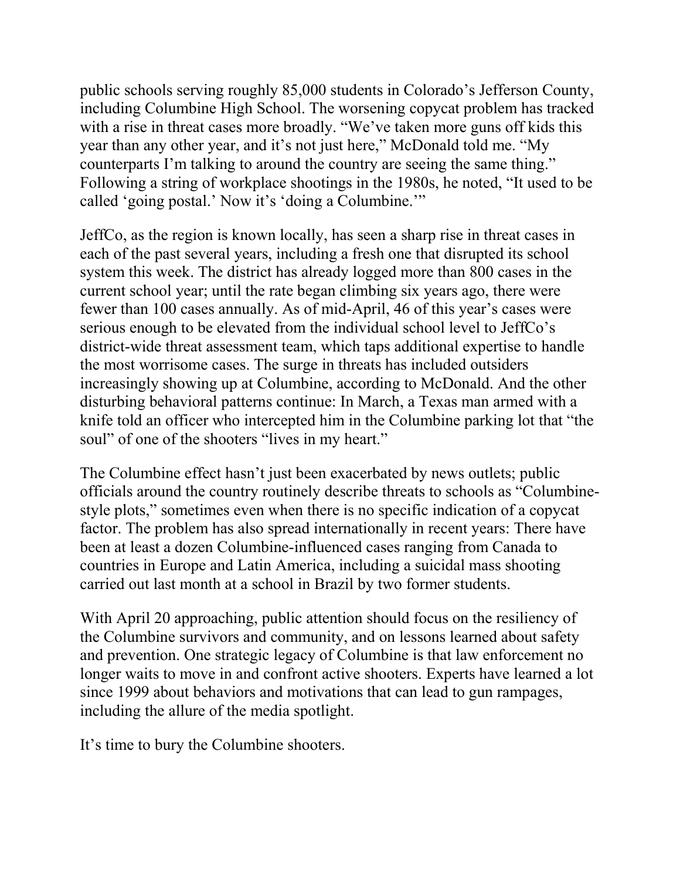public schools serving roughly 85,000 students in Colorado's Jefferson County, including Columbine High School. The worsening copycat problem has tracked with a rise in threat cases more broadly. "We've taken more guns off kids this year than any other year, and it's not just here," McDonald told me. "My counterparts I'm talking to around the country are seeing the same thing." Following a string of workplace shootings in the 1980s, he noted, "It used to be called 'going postal.' Now it's 'doing a Columbine.'"

JeffCo, as the region is known locally, has seen a sharp rise in threat cases in each of the past several years, including a fresh one that disrupted its school system this week. The district has already logged more than 800 cases in the current school year; until the rate began climbing six years ago, there were fewer than 100 cases annually. As of mid-April, 46 of this year's cases were serious enough to be elevated from the individual school level to JeffCo's district-wide threat assessment team, which taps additional expertise to handle the most worrisome cases. The surge in threats has included outsiders increasingly showing up at Columbine, according to McDonald. And the other disturbing behavioral patterns continue: In March, a Texas man armed with a knife told an officer who intercepted him in the Columbine parking lot that "the soul" of one of the shooters "lives in my heart."

The Columbine effect hasn't just been exacerbated by news outlets; public officials around the country routinely describe threats to schools as "Columbine-style plots," sometimes even when there is no specific indication of a copycat factor. The problem has also spread internationally in recent years: There have been at least a dozen Columbine-influenced cases ranging from Canada to countries in Europe and Latin America, including a suicidal mass shooting carried out last month at a school in Brazil by two former students.

With April 20 approaching, public attention should focus on the resiliency of the Columbine survivors and community, and on lessons learned about safety and prevention. One strategic legacy of Columbine is that law enforcement no longer waits to move in and confront active shooters. Experts have learned a lot since 1999 about behaviors and motivations that can lead to gun rampages, including the allure of the media spotlight.

It's time to bury the Columbine shooters.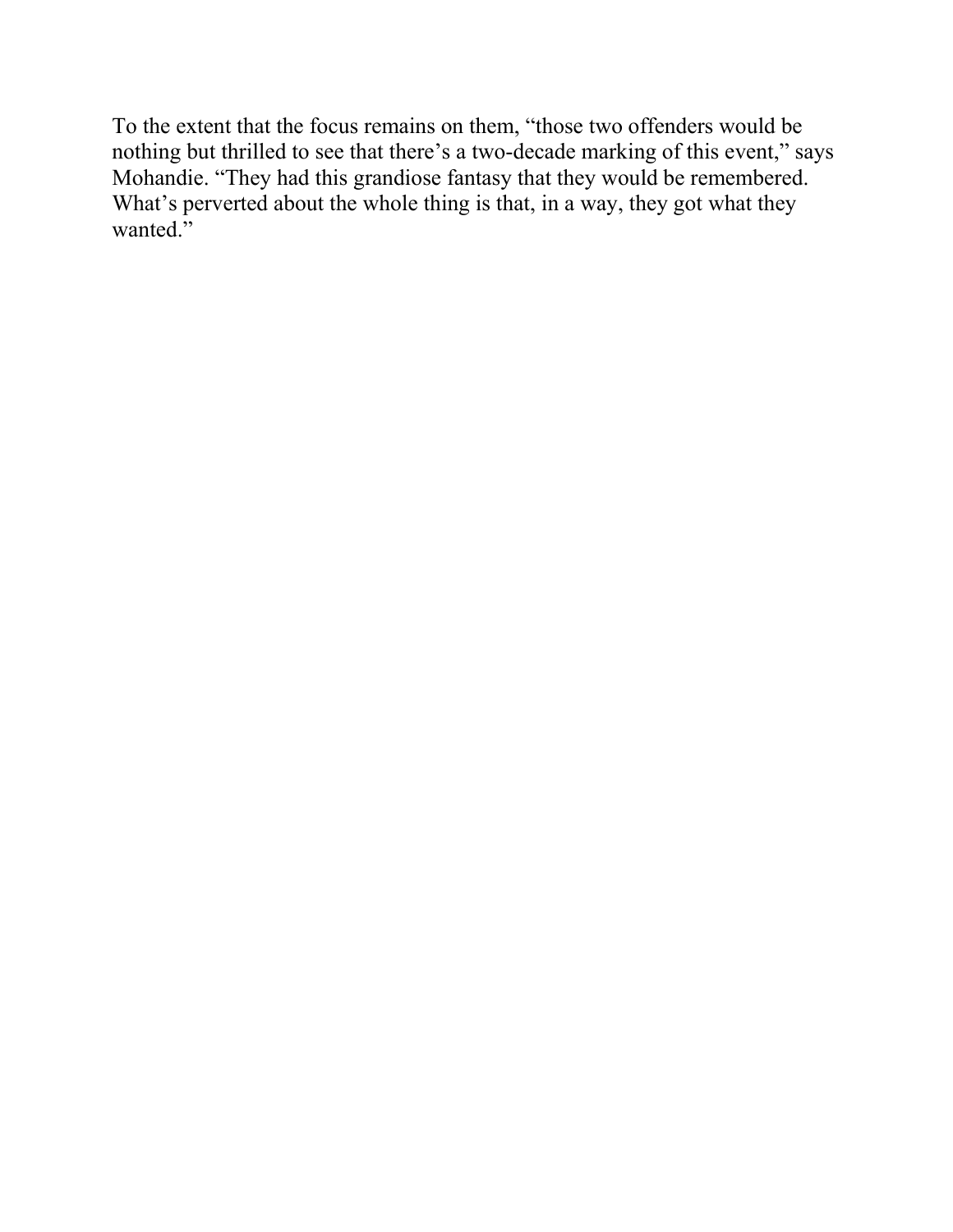To the extent that the focus remains on them, “those two offenders would be nothing but thrilled to see that there’s a two-decade marking of this event,” says Mohandie. “They had this grandiose fantasy that they would be remembered. What’s perverted about the whole thing is that, in a way, they got what they wanted.”